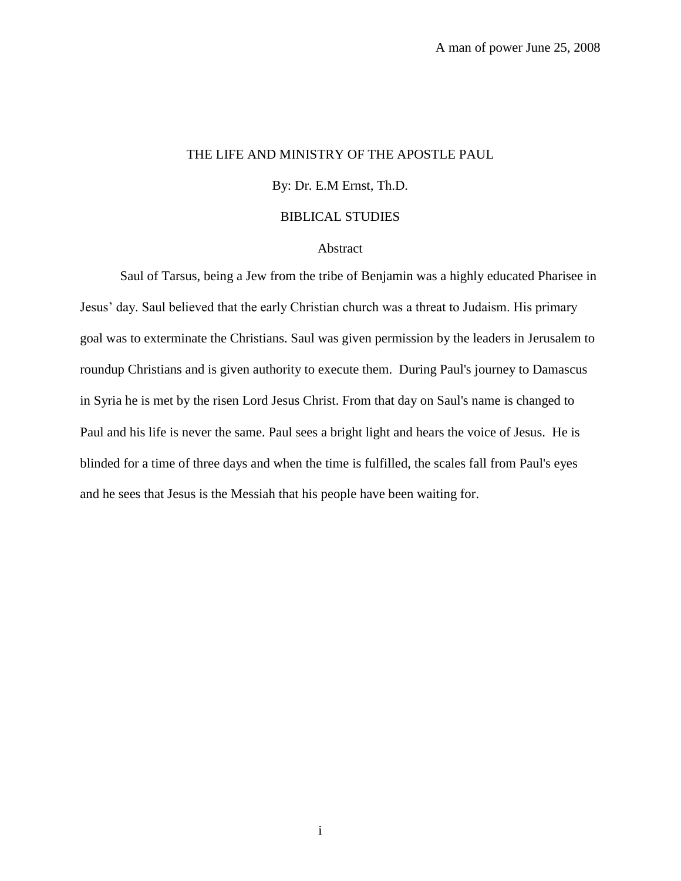# THE LIFE AND MINISTRY OF THE APOSTLE PAUL

By: Dr. E.M Ernst, Th.D.

BIBLICAL STUDIES

## Abstract

Saul of Tarsus, being a Jew from the tribe of Benjamin was a highly educated Pharisee in Jesus' day. Saul believed that the early Christian church was a threat to Judaism. His primary goal was to exterminate the Christians. Saul was given permission by the leaders in Jerusalem to roundup Christians and is given authority to execute them. During Paul's journey to Damascus in Syria he is met by the risen Lord Jesus Christ. From that day on Saul's name is changed to Paul and his life is never the same. Paul sees a bright light and hears the voice of Jesus. He is blinded for a time of three days and when the time is fulfilled, the scales fall from Paul's eyes and he sees that Jesus is the Messiah that his people have been waiting for.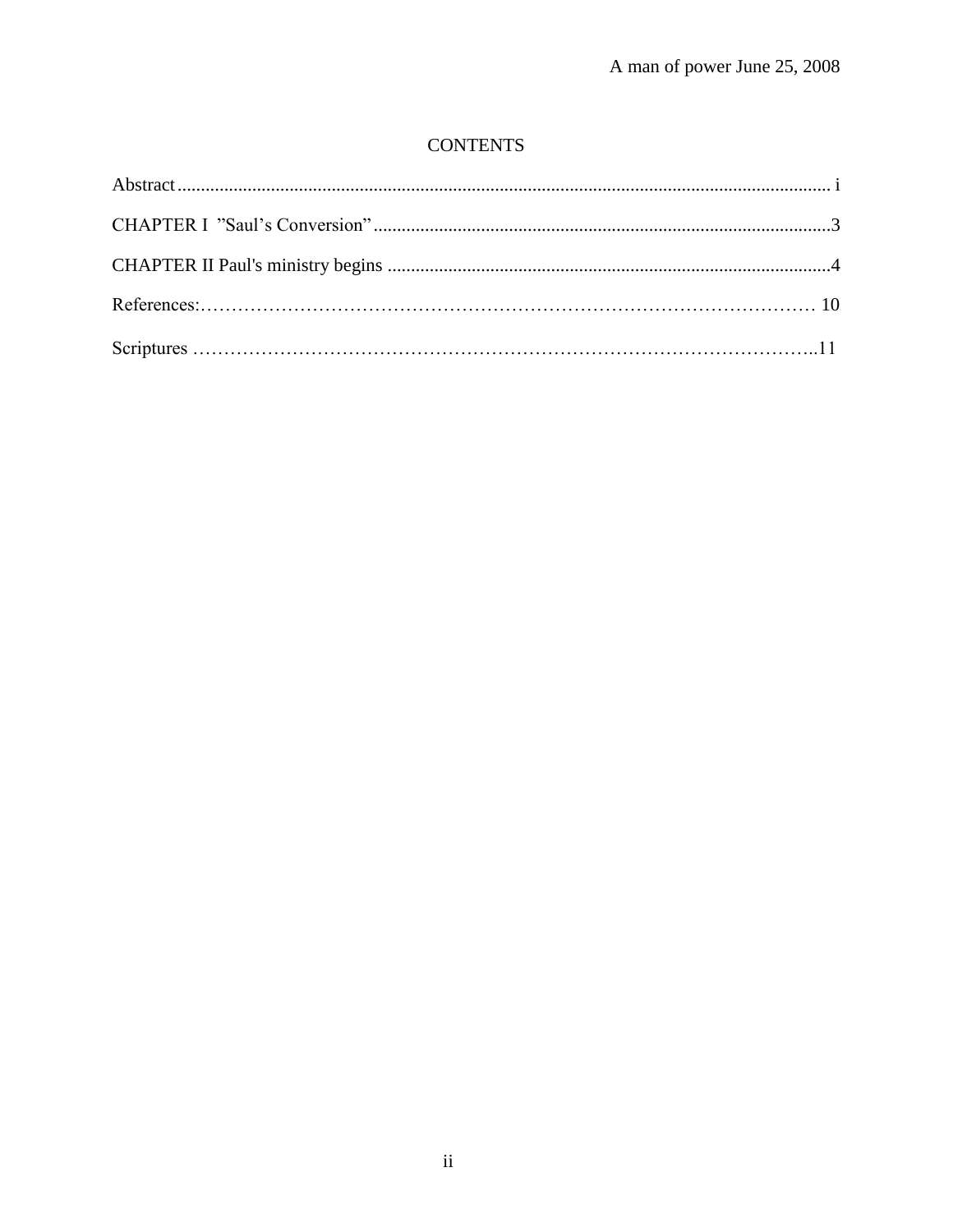# CONTENTS

Abstract........................................................................................................................................ i

CHAPTER I ”Saul’s Conversion”..................................................................................................3

CHAPTER II Paul's ministry begins ..............................................................................................4

References:……………………………………………………………………………………… 10

Scriptures ……………………………………………………………………………………...11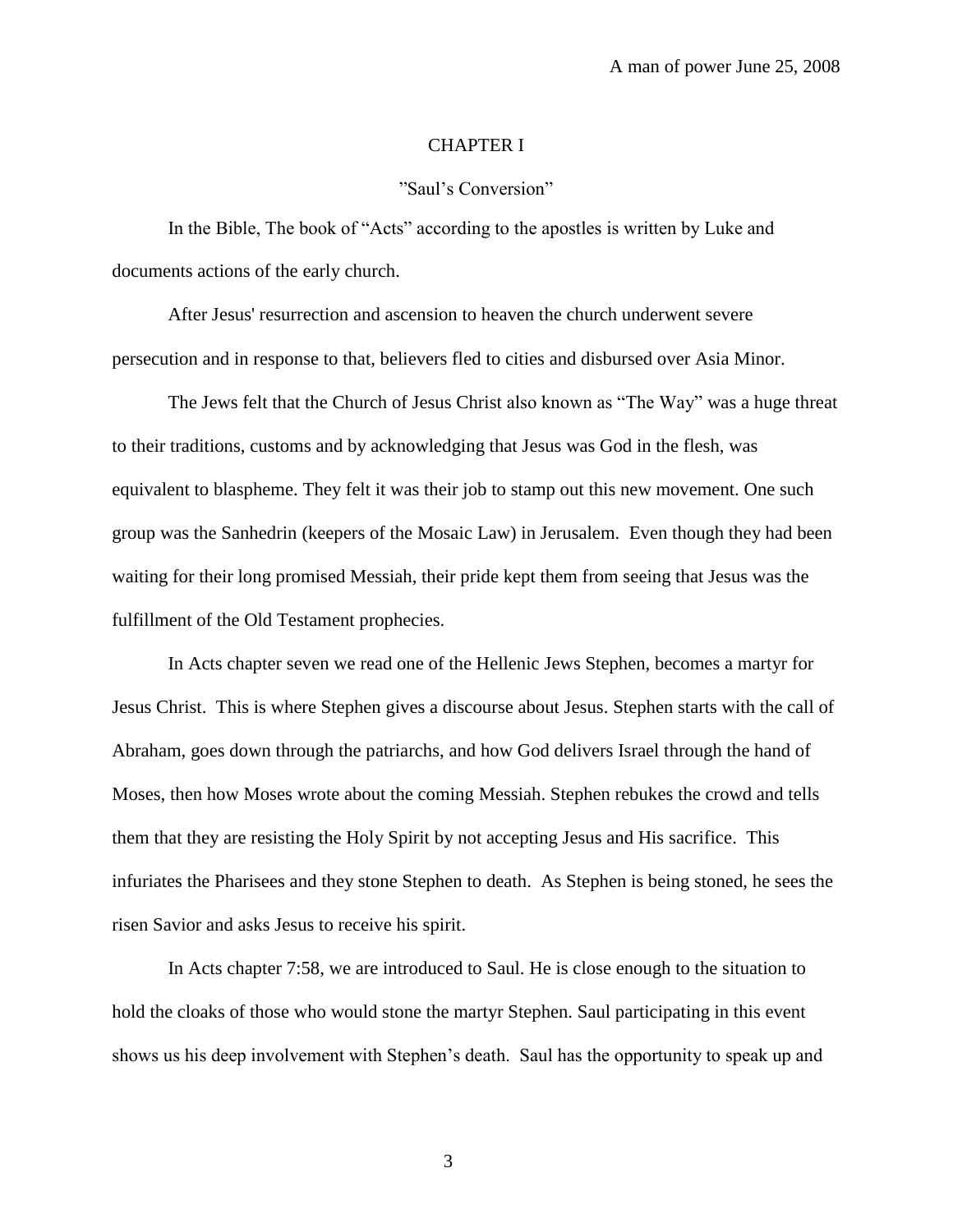# CHAPTER I

## ”Saul’s Conversion”

In the Bible, The book of “Acts” according to the apostles is written by Luke and documents actions of the early church.

After Jesus' resurrection and ascension to heaven the church underwent severe persecution and in response to that, believers fled to cities and disbursed over Asia Minor.

The Jews felt that the Church of Jesus Christ also known as “The Way” was a huge threat to their traditions, customs and by acknowledging that Jesus was God in the flesh, was equivalent to blaspheme. They felt it was their job to stamp out this new movement. One such group was the Sanhedrin (keepers of the Mosaic Law) in Jerusalem. Even though they had been waiting for their long promised Messiah, their pride kept them from seeing that Jesus was the fulfillment of the Old Testament prophecies.

In Acts chapter seven we read one of the Hellenic Jews Stephen, becomes a martyr for Jesus Christ. This is where Stephen gives a discourse about Jesus. Stephen starts with the call of Abraham, goes down through the patriarchs, and how God delivers Israel through the hand of Moses, then how Moses wrote about the coming Messiah. Stephen rebukes the crowd and tells them that they are resisting the Holy Spirit by not accepting Jesus and His sacrifice. This infuriates the Pharisees and they stone Stephen to death. As Stephen is being stoned, he sees the risen Savior and asks Jesus to receive his spirit.

In Acts chapter 7:58, we are introduced to Saul. He is close enough to the situation to hold the cloaks of those who would stone the martyr Stephen. Saul participating in this event shows us his deep involvement with Stephen’s death. Saul has the opportunity to speak up and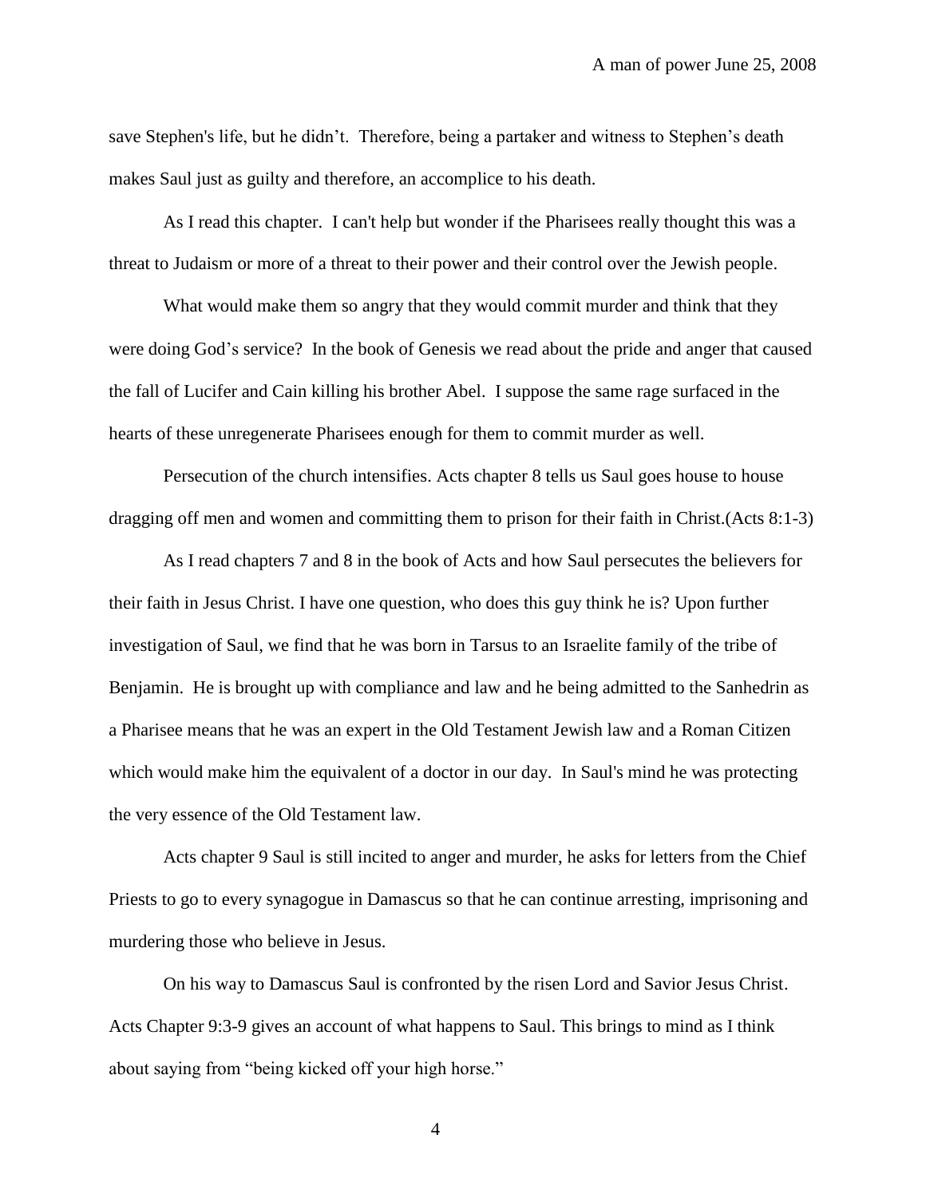save Stephen's life, but he didn't. Therefore, being a partaker and witness to Stephen's death makes Saul just as guilty and therefore, an accomplice to his death.

As I read this chapter. I can't help but wonder if the Pharisees really thought this was a threat to Judaism or more of a threat to their power and their control over the Jewish people.

What would make them so angry that they would commit murder and think that they were doing God's service? In the book of Genesis we read about the pride and anger that caused the fall of Lucifer and Cain killing his brother Abel. I suppose the same rage surfaced in the hearts of these unregenerate Pharisees enough for them to commit murder as well.

Persecution of the church intensifies. Acts chapter 8 tells us Saul goes house to house dragging off men and women and committing them to prison for their faith in Christ.(Acts 8:1-3)

As I read chapters 7 and 8 in the book of Acts and how Saul persecutes the believers for their faith in Jesus Christ. I have one question, who does this guy think he is? Upon further investigation of Saul, we find that he was born in Tarsus to an Israelite family of the tribe of Benjamin. He is brought up with compliance and law and he being admitted to the Sanhedrin as a Pharisee means that he was an expert in the Old Testament Jewish law and a Roman Citizen which would make him the equivalent of a doctor in our day. In Saul's mind he was protecting the very essence of the Old Testament law.

Acts chapter 9 Saul is still incited to anger and murder, he asks for letters from the Chief Priests to go to every synagogue in Damascus so that he can continue arresting, imprisoning and murdering those who believe in Jesus.

On his way to Damascus Saul is confronted by the risen Lord and Savior Jesus Christ. Acts Chapter 9:3-9 gives an account of what happens to Saul. This brings to mind as I think about saying from "being kicked off your high horse."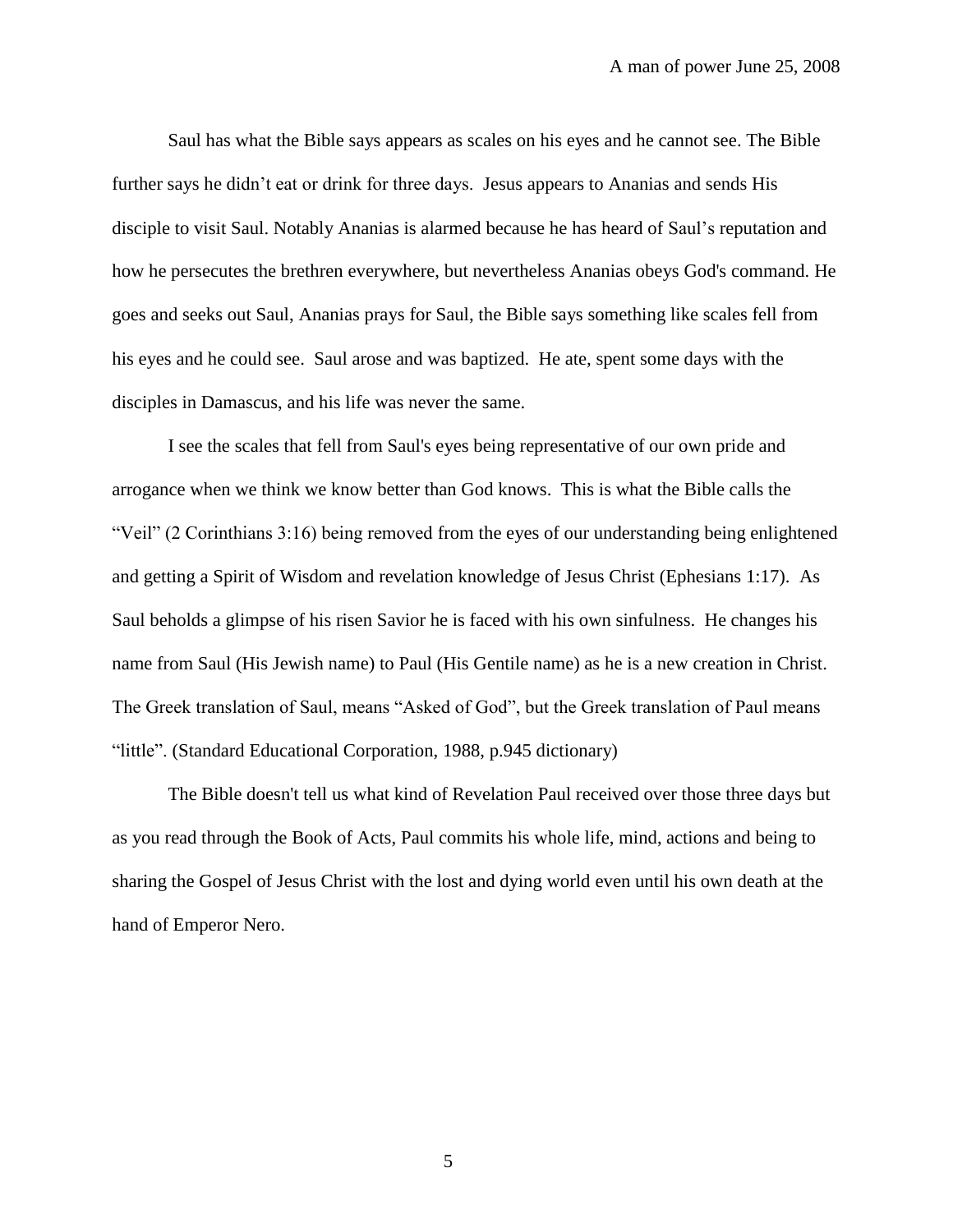Saul has what the Bible says appears as scales on his eyes and he cannot see. The Bible further says he didn't eat or drink for three days. Jesus appears to Ananias and sends His disciple to visit Saul. Notably Ananias is alarmed because he has heard of Saul's reputation and how he persecutes the brethren everywhere, but nevertheless Ananias obeys God's command. He goes and seeks out Saul, Ananias prays for Saul, the Bible says something like scales fell from his eyes and he could see. Saul arose and was baptized. He ate, spent some days with the disciples in Damascus, and his life was never the same.

I see the scales that fell from Saul's eyes being representative of our own pride and arrogance when we think we know better than God knows. This is what the Bible calls the "Veil" (2 Corinthians 3:16) being removed from the eyes of our understanding being enlightened and getting a Spirit of Wisdom and revelation knowledge of Jesus Christ (Ephesians 1:17). As Saul beholds a glimpse of his risen Savior he is faced with his own sinfulness. He changes his name from Saul (His Jewish name) to Paul (His Gentile name) as he is a new creation in Christ. The Greek translation of Saul, means "Asked of God", but the Greek translation of Paul means "little". (Standard Educational Corporation, 1988, p.945 dictionary)

The Bible doesn't tell us what kind of Revelation Paul received over those three days but as you read through the Book of Acts, Paul commits his whole life, mind, actions and being to sharing the Gospel of Jesus Christ with the lost and dying world even until his own death at the hand of Emperor Nero.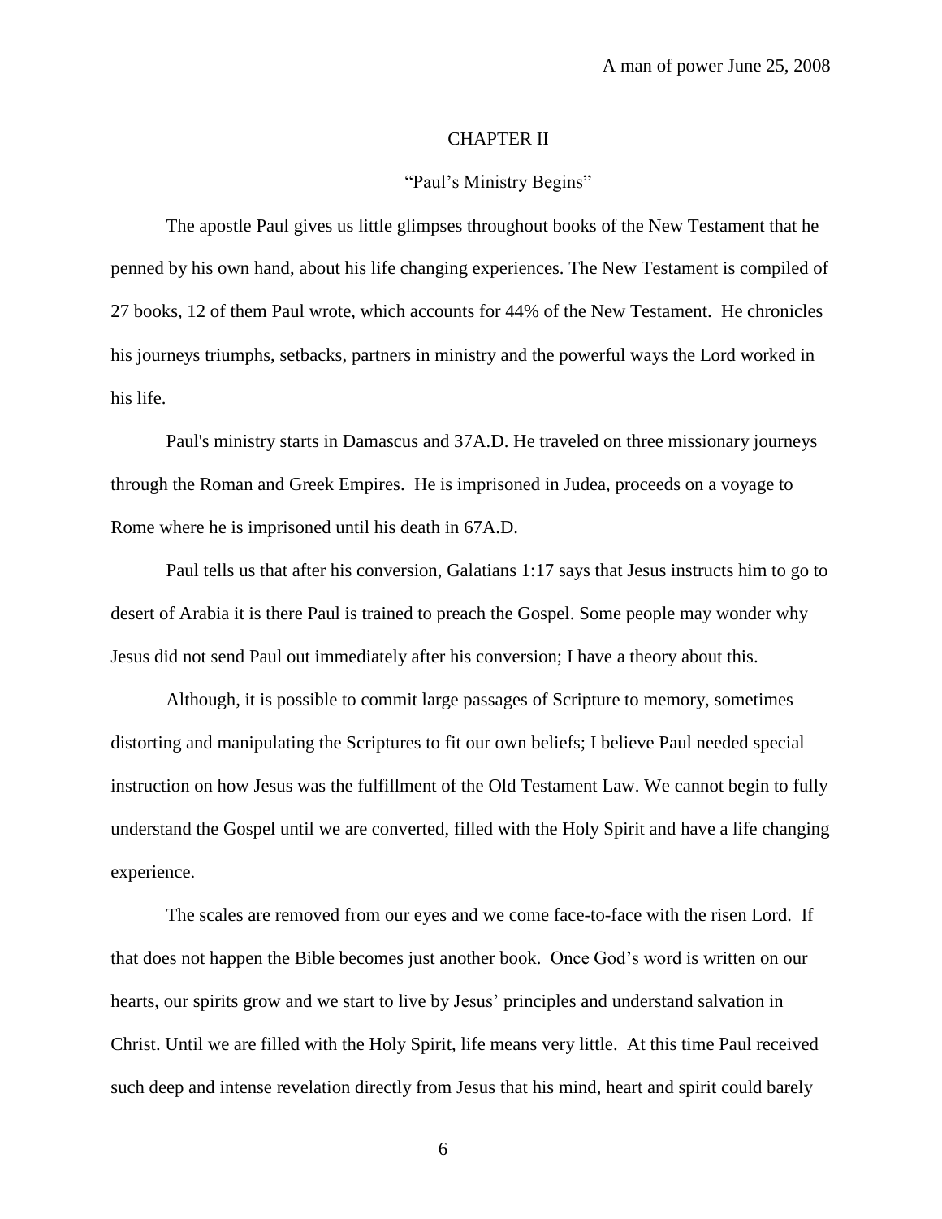## CHAPTER II

### "Paul's Ministry Begins"

The apostle Paul gives us little glimpses throughout books of the New Testament that he penned by his own hand, about his life changing experiences. The New Testament is compiled of 27 books, 12 of them Paul wrote, which accounts for 44% of the New Testament. He chronicles his journeys triumphs, setbacks, partners in ministry and the powerful ways the Lord worked in his life.

Paul's ministry starts in Damascus and 37A.D. He traveled on three missionary journeys through the Roman and Greek Empires. He is imprisoned in Judea, proceeds on a voyage to Rome where he is imprisoned until his death in 67A.D.

Paul tells us that after his conversion, Galatians 1:17 says that Jesus instructs him to go to desert of Arabia it is there Paul is trained to preach the Gospel. Some people may wonder why Jesus did not send Paul out immediately after his conversion; I have a theory about this.

Although, it is possible to commit large passages of Scripture to memory, sometimes distorting and manipulating the Scriptures to fit our own beliefs; I believe Paul needed special instruction on how Jesus was the fulfillment of the Old Testament Law. We cannot begin to fully understand the Gospel until we are converted, filled with the Holy Spirit and have a life changing experience.

The scales are removed from our eyes and we come face-to-face with the risen Lord. If that does not happen the Bible becomes just another book. Once God's word is written on our hearts, our spirits grow and we start to live by Jesus' principles and understand salvation in Christ. Until we are filled with the Holy Spirit, life means very little. At this time Paul received such deep and intense revelation directly from Jesus that his mind, heart and spirit could barely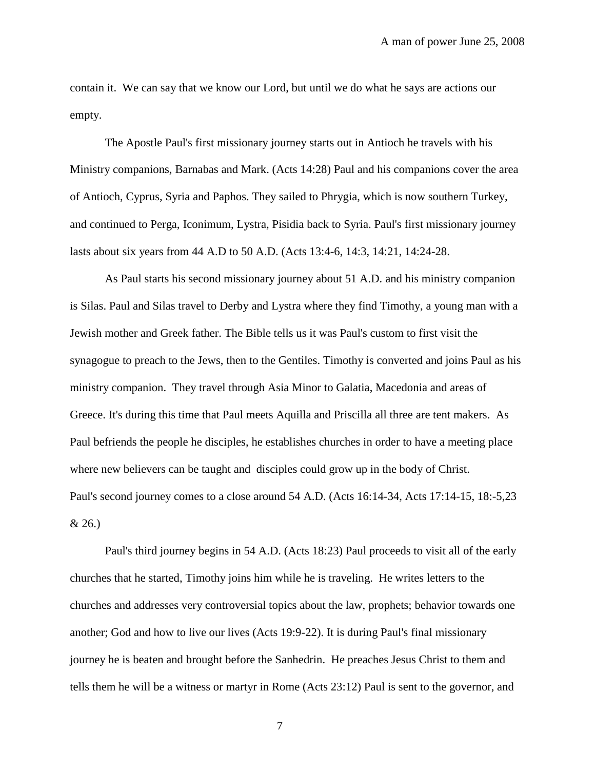contain it. We can say that we know our Lord, but until we do what he says are actions our empty.

The Apostle Paul's first missionary journey starts out in Antioch he travels with his Ministry companions, Barnabas and Mark. (Acts 14:28) Paul and his companions cover the area of Antioch, Cyprus, Syria and Paphos. They sailed to Phrygia, which is now southern Turkey, and continued to Perga, Iconimum, Lystra, Pisidia back to Syria. Paul's first missionary journey lasts about six years from 44 A.D to 50 A.D. (Acts 13:4-6, 14:3, 14:21, 14:24-28.

As Paul starts his second missionary journey about 51 A.D. and his ministry companion is Silas. Paul and Silas travel to Derby and Lystra where they find Timothy, a young man with a Jewish mother and Greek father. The Bible tells us it was Paul's custom to first visit the synagogue to preach to the Jews, then to the Gentiles. Timothy is converted and joins Paul as his ministry companion. They travel through Asia Minor to Galatia, Macedonia and areas of Greece. It's during this time that Paul meets Aquilla and Priscilla all three are tent makers. As Paul befriends the people he disciples, he establishes churches in order to have a meeting place where new believers can be taught and disciples could grow up in the body of Christ. Paul's second journey comes to a close around 54 A.D. (Acts 16:14-34, Acts 17:14-15, 18:-5,23 & 26.)

Paul's third journey begins in 54 A.D. (Acts 18:23) Paul proceeds to visit all of the early churches that he started, Timothy joins him while he is traveling. He writes letters to the churches and addresses very controversial topics about the law, prophets; behavior towards one another; God and how to live our lives (Acts 19:9-22). It is during Paul's final missionary journey he is beaten and brought before the Sanhedrin. He preaches Jesus Christ to them and tells them he will be a witness or martyr in Rome (Acts 23:12) Paul is sent to the governor, and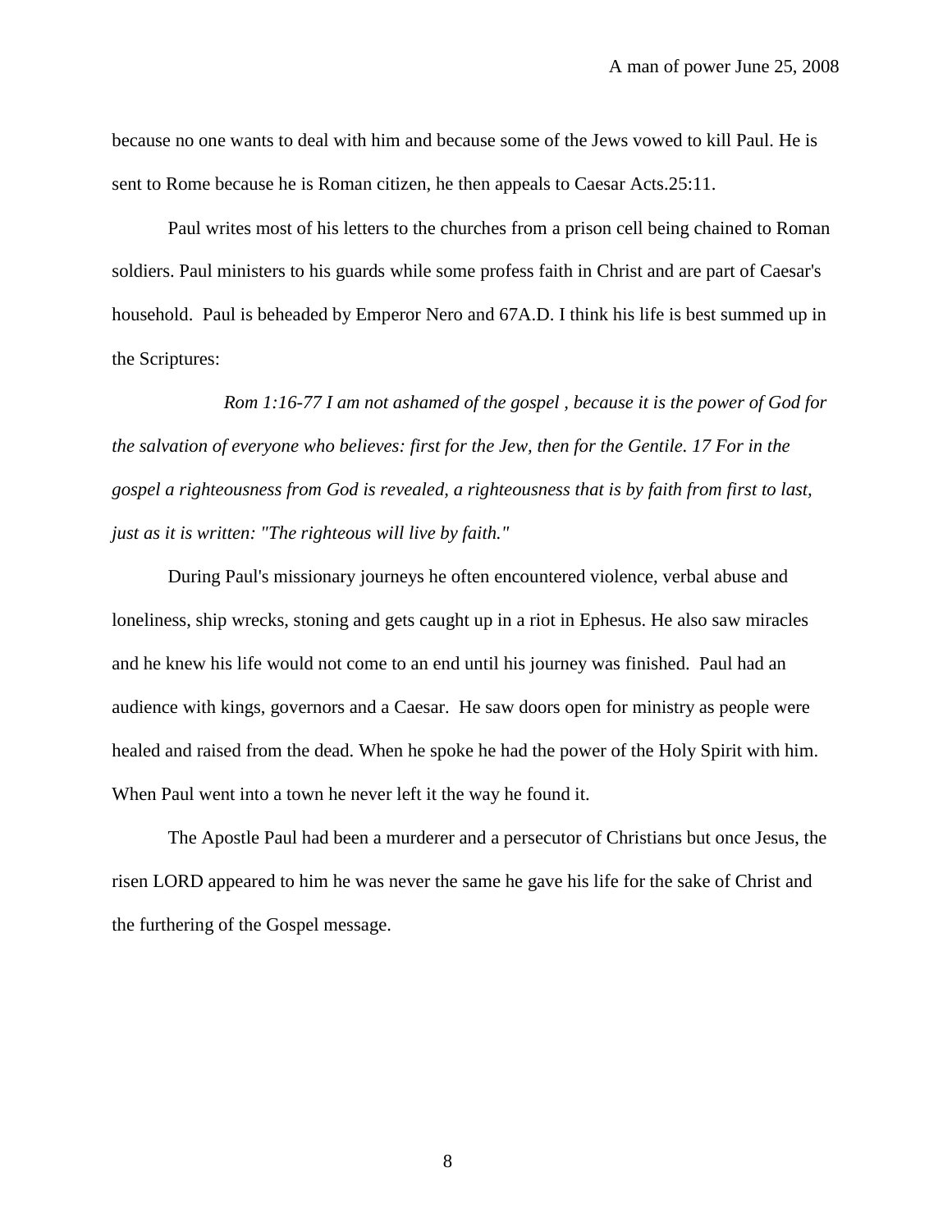because no one wants to deal with him and because some of the Jews vowed to kill Paul. He is sent to Rome because he is Roman citizen, he then appeals to Caesar Acts.25:11.

Paul writes most of his letters to the churches from a prison cell being chained to Roman soldiers. Paul ministers to his guards while some profess faith in Christ and are part of Caesar's household. Paul is beheaded by Emperor Nero and 67A.D. I think his life is best summed up in the Scriptures:

*Rom 1:16-77 I am not ashamed of the gospel , because it is the power of God for the salvation of everyone who believes: first for the Jew, then for the Gentile. 17 For in the gospel a righteousness from God is revealed, a righteousness that is by faith from first to last, just as it is written: "The righteous will live by faith."*

During Paul's missionary journeys he often encountered violence, verbal abuse and loneliness, ship wrecks, stoning and gets caught up in a riot in Ephesus. He also saw miracles and he knew his life would not come to an end until his journey was finished. Paul had an audience with kings, governors and a Caesar. He saw doors open for ministry as people were healed and raised from the dead. When he spoke he had the power of the Holy Spirit with him. When Paul went into a town he never left it the way he found it.

The Apostle Paul had been a murderer and a persecutor of Christians but once Jesus, the risen LORD appeared to him he was never the same he gave his life for the sake of Christ and the furthering of the Gospel message.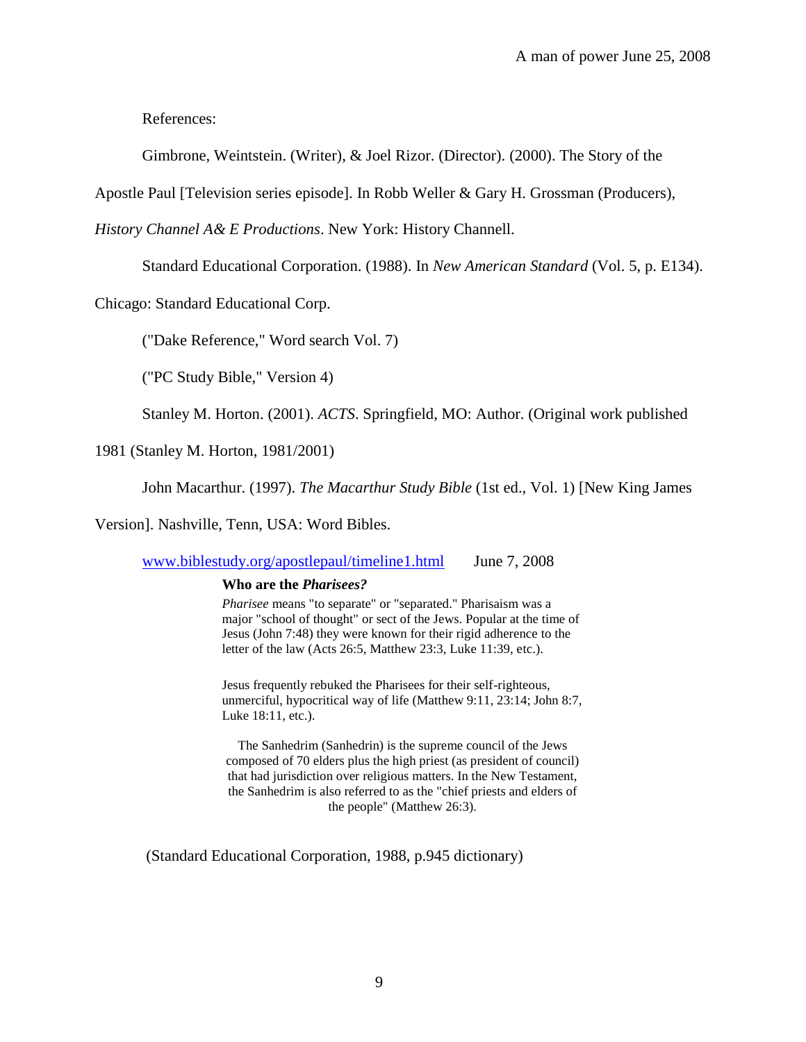References:

Gimbrone, Weintstein. (Writer), & Joel Rizor. (Director). (2000). The Story of the Apostle Paul [Television series episode]. In Robb Weller & Gary H. Grossman (Producers), *History Channel A& E Productions*. New York: History Channell.

Standard Educational Corporation. (1988). In *New American Standard* (Vol. 5, p. E134). Chicago: Standard Educational Corp.

("Dake Reference," Word search Vol. 7)

("PC Study Bible," Version 4)

Stanley M. Horton. (2001). *ACTS*. Springfield, MO: Author. (Original work published 1981 (Stanley M. Horton, 1981/2001)

John Macarthur. (1997). *The Macarthur Study Bible* (1st ed., Vol. 1) [New King James Version]. Nashville, Tenn, USA: Word Bibles.

www.biblestudy.org/apostlepaul/timeline1.html June 7, 2008

**Who are the *Pharisees?***

*Pharisee* means "to separate" or "separated." Pharisaism was a major "school of thought" or sect of the Jews. Popular at the time of Jesus (John 7:48) they were known for their rigid adherence to the letter of the law (Acts 26:5, Matthew 23:3, Luke 11:39, etc.).

Jesus frequently rebuked the Pharisees for their self-righteous, unmerciful, hypocritical way of life (Matthew 9:11, 23:14; John 8:7, Luke 18:11, etc.).

The Sanhedrim (Sanhedrin) is the supreme council of the Jews composed of 70 elders plus the high priest (as president of council) that had jurisdiction over religious matters. In the New Testament, the Sanhedrim is also referred to as the "chief priests and elders of the people" (Matthew 26:3).

(Standard Educational Corporation, 1988, p.945 dictionary)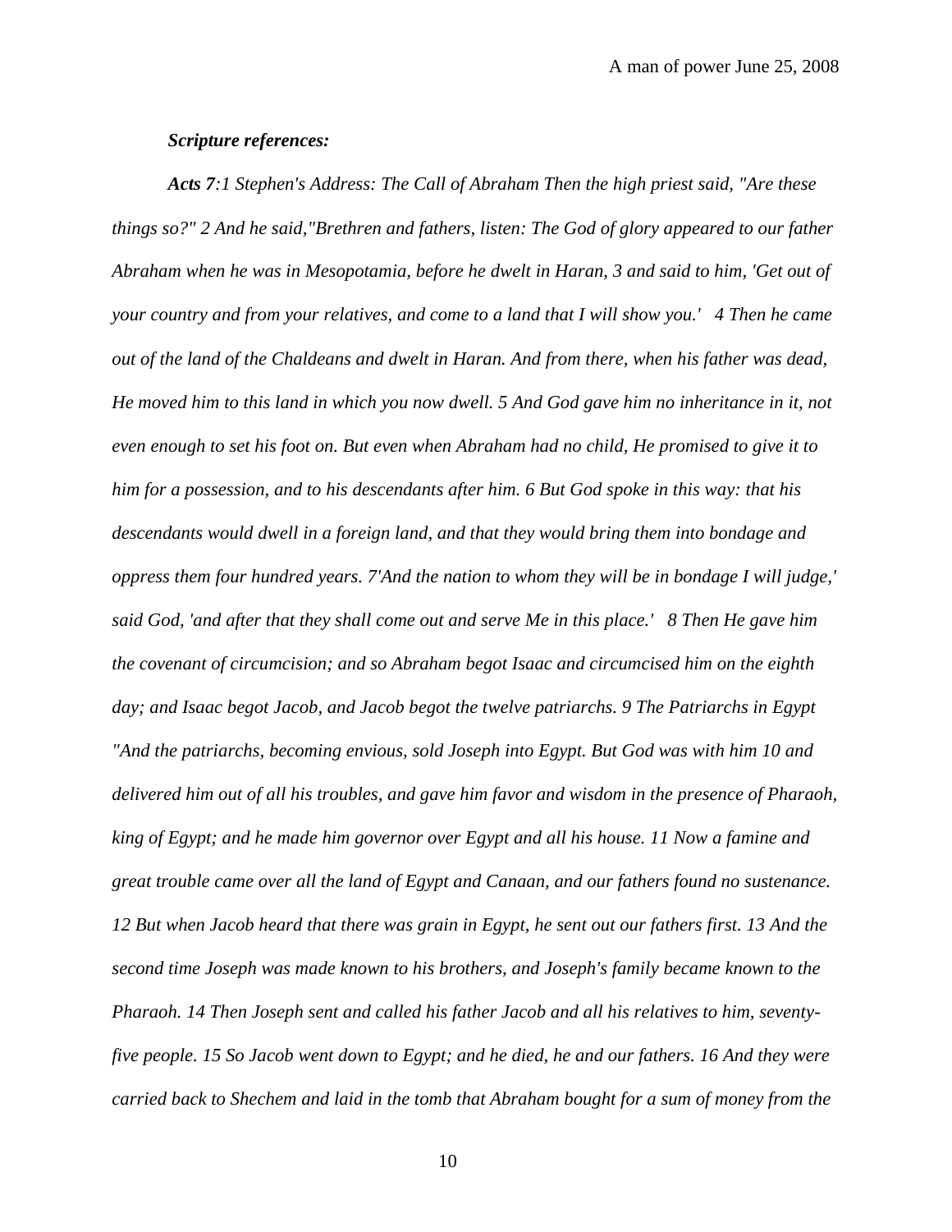***Scripture references:***

***Acts 7****:1 Stephen's Address: The Call of Abraham Then the high priest said, "Are these things so?" 2 And he said,"Brethren and fathers, listen: The God of glory appeared to our father Abraham when he was in Mesopotamia, before he dwelt in Haran, 3 and said to him, 'Get out of your country and from your relatives, and come to a land that I will show you.' 4 Then he came out of the land of the Chaldeans and dwelt in Haran. And from there, when his father was dead, He moved him to this land in which you now dwell. 5 And God gave him no inheritance in it, not even enough to set his foot on. But even when Abraham had no child, He promised to give it to him for a possession, and to his descendants after him. 6 But God spoke in this way: that his descendants would dwell in a foreign land, and that they would bring them into bondage and oppress them four hundred years. 7'And the nation to whom they will be in bondage I will judge,' said God, 'and after that they shall come out and serve Me in this place.' 8 Then He gave him the covenant of circumcision; and so Abraham begot Isaac and circumcised him on the eighth day; and Isaac begot Jacob, and Jacob begot the twelve patriarchs. 9 The Patriarchs in Egypt "And the patriarchs, becoming envious, sold Joseph into Egypt. But God was with him 10 and delivered him out of all his troubles, and gave him favor and wisdom in the presence of Pharaoh, king of Egypt; and he made him governor over Egypt and all his house. 11 Now a famine and great trouble came over all the land of Egypt and Canaan, and our fathers found no sustenance. 12 But when Jacob heard that there was grain in Egypt, he sent out our fathers first. 13 And the second time Joseph was made known to his brothers, and Joseph's family became known to the Pharaoh. 14 Then Joseph sent and called his father Jacob and all his relatives to him, seventy-five people. 15 So Jacob went down to Egypt; and he died, he and our fathers. 16 And they were carried back to Shechem and laid in the tomb that Abraham bought for a sum of money from the*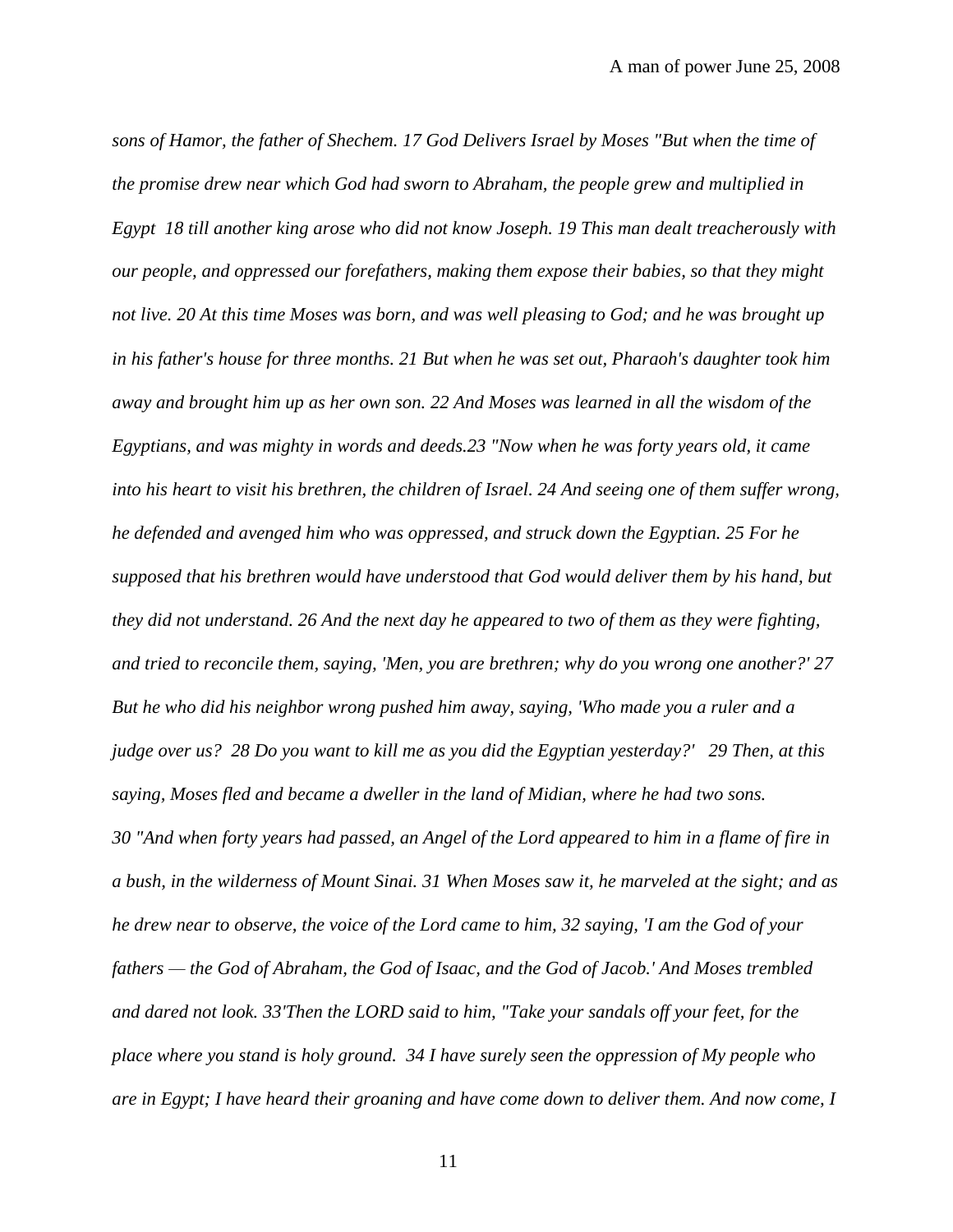*sons of Hamor, the father of Shechem. 17 God Delivers Israel by Moses "But when the time of the promise drew near which God had sworn to Abraham, the people grew and multiplied in Egypt 18 till another king arose who did not know Joseph. 19 This man dealt treacherously with our people, and oppressed our forefathers, making them expose their babies, so that they might not live. 20 At this time Moses was born, and was well pleasing to God; and he was brought up in his father's house for three months. 21 But when he was set out, Pharaoh's daughter took him away and brought him up as her own son. 22 And Moses was learned in all the wisdom of the Egyptians, and was mighty in words and deeds.23 "Now when he was forty years old, it came into his heart to visit his brethren, the children of Israel. 24 And seeing one of them suffer wrong, he defended and avenged him who was oppressed, and struck down the Egyptian. 25 For he supposed that his brethren would have understood that God would deliver them by his hand, but they did not understand. 26 And the next day he appeared to two of them as they were fighting, and tried to reconcile them, saying, 'Men, you are brethren; why do you wrong one another?' 27 But he who did his neighbor wrong pushed him away, saying, 'Who made you a ruler and a judge over us? 28 Do you want to kill me as you did the Egyptian yesterday?' 29 Then, at this saying, Moses fled and became a dweller in the land of Midian, where he had two sons.*
*30 "And when forty years had passed, an Angel of the Lord appeared to him in a flame of fire in a bush, in the wilderness of Mount Sinai. 31 When Moses saw it, he marveled at the sight; and as he drew near to observe, the voice of the Lord came to him, 32 saying, 'I am the God of your fathers — the God of Abraham, the God of Isaac, and the God of Jacob.' And Moses trembled and dared not look. 33'Then the LORD said to him, "Take your sandals off your feet, for the place where you stand is holy ground. 34 I have surely seen the oppression of My people who are in Egypt; I have heard their groaning and have come down to deliver them. And now come, I*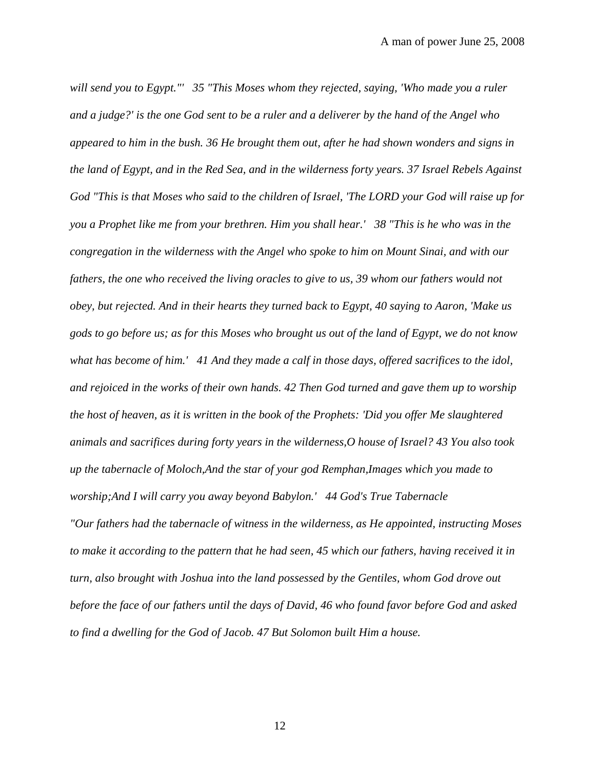*will send you to Egypt."' 35 "This Moses whom they rejected, saying, 'Who made you a ruler and a judge?' is the one God sent to be a ruler and a deliverer by the hand of the Angel who appeared to him in the bush. 36 He brought them out, after he had shown wonders and signs in the land of Egypt, and in the Red Sea, and in the wilderness forty years. 37 Israel Rebels Against God "This is that Moses who said to the children of Israel, 'The LORD your God will raise up for you a Prophet like me from your brethren. Him you shall hear.' 38 "This is he who was in the congregation in the wilderness with the Angel who spoke to him on Mount Sinai, and with our fathers, the one who received the living oracles to give to us, 39 whom our fathers would not obey, but rejected. And in their hearts they turned back to Egypt, 40 saying to Aaron, 'Make us gods to go before us; as for this Moses who brought us out of the land of Egypt, we do not know what has become of him.' 41 And they made a calf in those days, offered sacrifices to the idol, and rejoiced in the works of their own hands. 42 Then God turned and gave them up to worship the host of heaven, as it is written in the book of the Prophets: 'Did you offer Me slaughtered animals and sacrifices during forty years in the wilderness,O house of Israel? 43 You also took up the tabernacle of Moloch,And the star of your god Remphan,Images which you made to worship;And I will carry you away beyond Babylon.' 44 God's True Tabernacle*

*"Our fathers had the tabernacle of witness in the wilderness, as He appointed, instructing Moses to make it according to the pattern that he had seen, 45 which our fathers, having received it in turn, also brought with Joshua into the land possessed by the Gentiles, whom God drove out before the face of our fathers until the days of David, 46 who found favor before God and asked to find a dwelling for the God of Jacob. 47 But Solomon built Him a house.*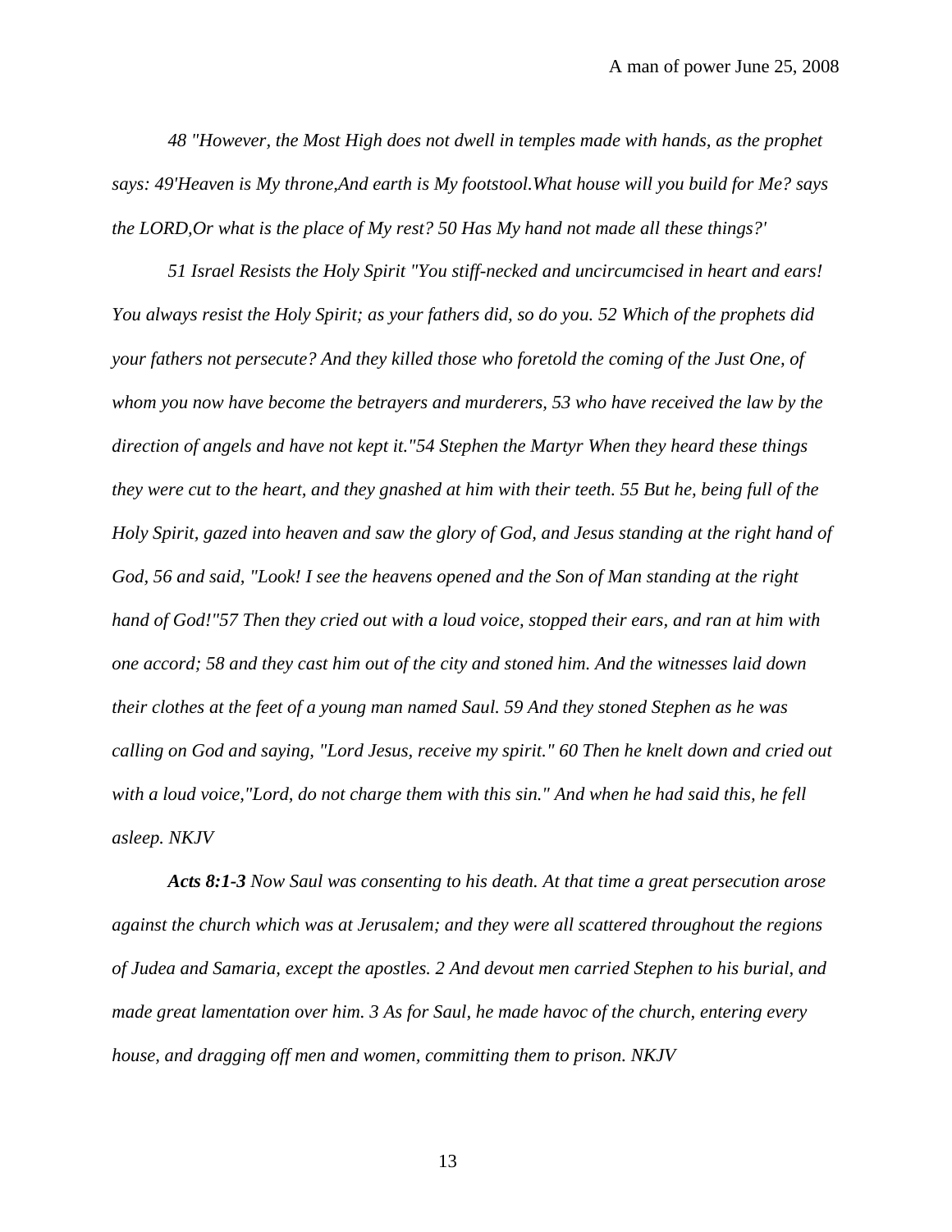*48 "However, the Most High does not dwell in temples made with hands, as the prophet says: 49'Heaven is My throne,And earth is My footstool.What house will you build for Me? says the LORD,Or what is the place of My rest? 50 Has My hand not made all these things?'*

*51 Israel Resists the Holy Spirit "You stiff-necked and uncircumcised in heart and ears! You always resist the Holy Spirit; as your fathers did, so do you. 52 Which of the prophets did your fathers not persecute? And they killed those who foretold the coming of the Just One, of whom you now have become the betrayers and murderers, 53 who have received the law by the direction of angels and have not kept it."54 Stephen the Martyr When they heard these things they were cut to the heart, and they gnashed at him with their teeth. 55 But he, being full of the Holy Spirit, gazed into heaven and saw the glory of God, and Jesus standing at the right hand of God, 56 and said, "Look! I see the heavens opened and the Son of Man standing at the right hand of God!"57 Then they cried out with a loud voice, stopped their ears, and ran at him with one accord; 58 and they cast him out of the city and stoned him. And the witnesses laid down their clothes at the feet of a young man named Saul. 59 And they stoned Stephen as he was calling on God and saying, "Lord Jesus, receive my spirit." 60 Then he knelt down and cried out with a loud voice,"Lord, do not charge them with this sin." And when he had said this, he fell asleep. NKJV*

***Acts 8:1-3** Now Saul was consenting to his death. At that time a great persecution arose against the church which was at Jerusalem; and they were all scattered throughout the regions of Judea and Samaria, except the apostles. 2 And devout men carried Stephen to his burial, and made great lamentation over him. 3 As for Saul, he made havoc of the church, entering every house, and dragging off men and women, committing them to prison. NKJV*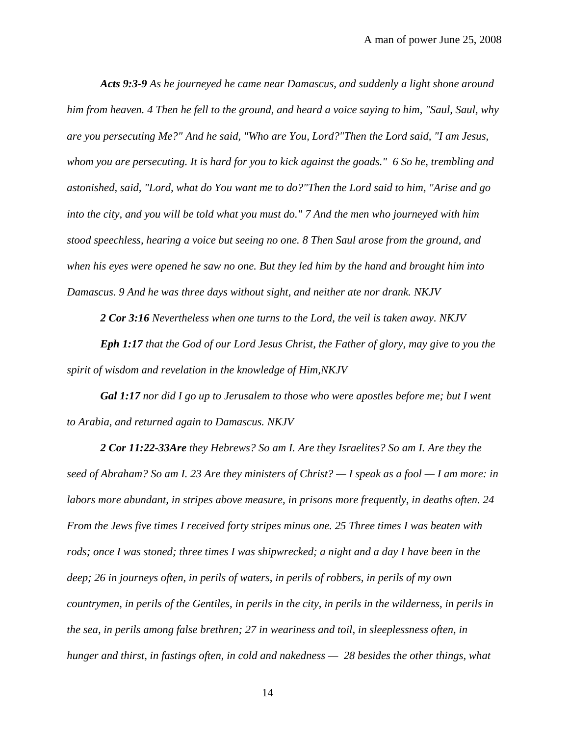***Acts 9:3-9** As he journeyed he came near Damascus, and suddenly a light shone around him from heaven. 4 Then he fell to the ground, and heard a voice saying to him, "Saul, Saul, why are you persecuting Me?" And he said, "Who are You, Lord?"Then the Lord said, "I am Jesus, whom you are persecuting. It is hard for you to kick against the goads." 6 So he, trembling and astonished, said, "Lord, what do You want me to do?"Then the Lord said to him, "Arise and go into the city, and you will be told what you must do." 7 And the men who journeyed with him stood speechless, hearing a voice but seeing no one. 8 Then Saul arose from the ground, and when his eyes were opened he saw no one. But they led him by the hand and brought him into Damascus. 9 And he was three days without sight, and neither ate nor drank. NKJV*

***2 Cor 3:16** Nevertheless when one turns to the Lord, the veil is taken away. NKJV*

***Eph 1:17** that the God of our Lord Jesus Christ, the Father of glory, may give to you the spirit of wisdom and revelation in the knowledge of Him,NKJV*

***Gal 1:17** nor did I go up to Jerusalem to those who were apostles before me; but I went to Arabia, and returned again to Damascus. NKJV*

***2 Cor 11:22-33Are** they Hebrews? So am I. Are they Israelites? So am I. Are they the seed of Abraham? So am I. 23 Are they ministers of Christ? — I speak as a fool — I am more: in labors more abundant, in stripes above measure, in prisons more frequently, in deaths often. 24 From the Jews five times I received forty stripes minus one. 25 Three times I was beaten with rods; once I was stoned; three times I was shipwrecked; a night and a day I have been in the deep; 26 in journeys often, in perils of waters, in perils of robbers, in perils of my own countrymen, in perils of the Gentiles, in perils in the city, in perils in the wilderness, in perils in the sea, in perils among false brethren; 27 in weariness and toil, in sleeplessness often, in hunger and thirst, in fastings often, in cold and nakedness — 28 besides the other things, what*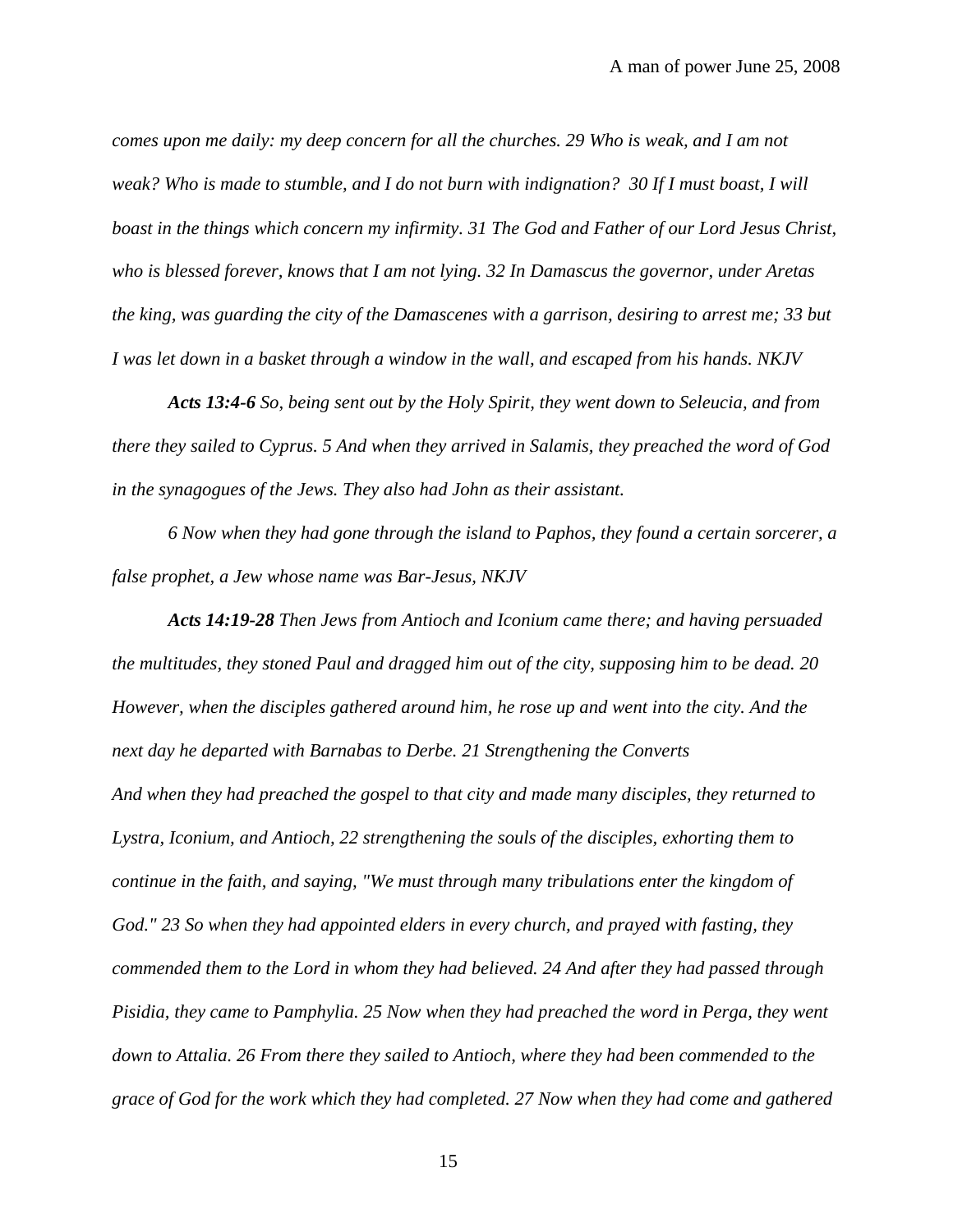*comes upon me daily: my deep concern for all the churches. 29 Who is weak, and I am not weak? Who is made to stumble, and I do not burn with indignation?  30 If I must boast, I will boast in the things which concern my infirmity. 31 The God and Father of our Lord Jesus Christ, who is blessed forever, knows that I am not lying. 32 In Damascus the governor, under Aretas the king, was guarding the city of the Damascenes with a garrison, desiring to arrest me; 33 but I was let down in a basket through a window in the wall, and escaped from his hands. NKJV*

***Acts 13:4-6*** *So, being sent out by the Holy Spirit, they went down to Seleucia, and from there they sailed to Cyprus. 5 And when they arrived in Salamis, they preached the word of God in the synagogues of the Jews. They also had John as their assistant.*

*6 Now when they had gone through the island to Paphos, they found a certain sorcerer, a false prophet, a Jew whose name was Bar-Jesus, NKJV*

***Acts 14:19-28*** *Then Jews from Antioch and Iconium came there; and having persuaded the multitudes, they stoned Paul and dragged him out of the city, supposing him to be dead. 20 However, when the disciples gathered around him, he rose up and went into the city. And the next day he departed with Barnabas to Derbe. 21 Strengthening the Converts*
*And when they had preached the gospel to that city and made many disciples, they returned to Lystra, Iconium, and Antioch, 22 strengthening the souls of the disciples, exhorting them to continue in the faith, and saying, "We must through many tribulations enter the kingdom of God." 23 So when they had appointed elders in every church, and prayed with fasting, they commended them to the Lord in whom they had believed. 24 And after they had passed through Pisidia, they came to Pamphylia. 25 Now when they had preached the word in Perga, they went down to Attalia. 26 From there they sailed to Antioch, where they had been commended to the grace of God for the work which they had completed. 27 Now when they had come and gathered*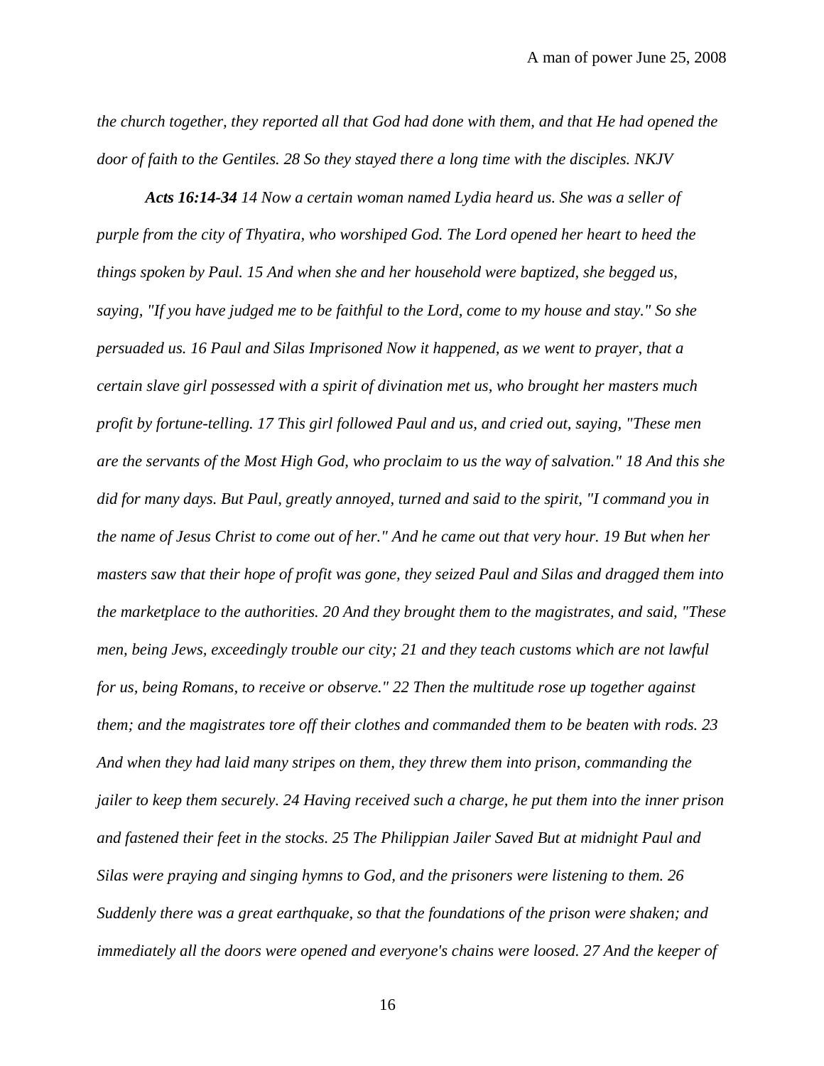*the church together, they reported all that God had done with them, and that He had opened the door of faith to the Gentiles. 28 So they stayed there a long time with the disciples. NKJV*

***Acts 16:14-34*** *14 Now a certain woman named Lydia heard us. She was a seller of purple from the city of Thyatira, who worshiped God. The Lord opened her heart to heed the things spoken by Paul. 15 And when she and her household were baptized, she begged us, saying, "If you have judged me to be faithful to the Lord, come to my house and stay." So she persuaded us. 16 Paul and Silas Imprisoned Now it happened, as we went to prayer, that a certain slave girl possessed with a spirit of divination met us, who brought her masters much profit by fortune-telling. 17 This girl followed Paul and us, and cried out, saying, "These men are the servants of the Most High God, who proclaim to us the way of salvation." 18 And this she did for many days. But Paul, greatly annoyed, turned and said to the spirit, "I command you in the name of Jesus Christ to come out of her." And he came out that very hour. 19 But when her masters saw that their hope of profit was gone, they seized Paul and Silas and dragged them into the marketplace to the authorities. 20 And they brought them to the magistrates, and said, "These men, being Jews, exceedingly trouble our city; 21 and they teach customs which are not lawful for us, being Romans, to receive or observe." 22 Then the multitude rose up together against them; and the magistrates tore off their clothes and commanded them to be beaten with rods. 23 And when they had laid many stripes on them, they threw them into prison, commanding the jailer to keep them securely. 24 Having received such a charge, he put them into the inner prison and fastened their feet in the stocks. 25 The Philippian Jailer Saved But at midnight Paul and Silas were praying and singing hymns to God, and the prisoners were listening to them. 26 Suddenly there was a great earthquake, so that the foundations of the prison were shaken; and immediately all the doors were opened and everyone's chains were loosed. 27 And the keeper of*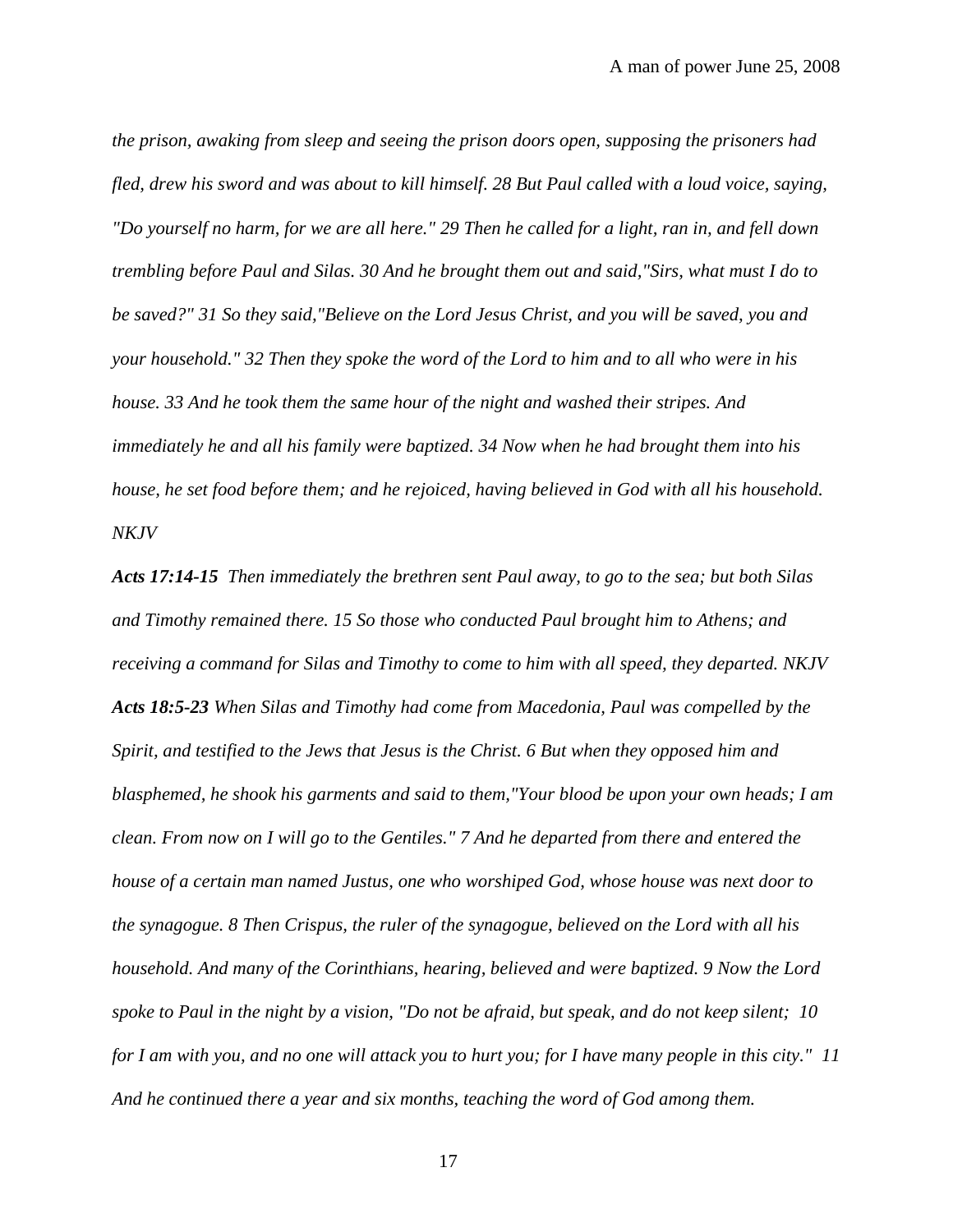*the prison, awaking from sleep and seeing the prison doors open, supposing the prisoners had fled, drew his sword and was about to kill himself. 28 But Paul called with a loud voice, saying, "Do yourself no harm, for we are all here." 29 Then he called for a light, ran in, and fell down trembling before Paul and Silas. 30 And he brought them out and said,"Sirs, what must I do to be saved?" 31 So they said,"Believe on the Lord Jesus Christ, and you will be saved, you and your household." 32 Then they spoke the word of the Lord to him and to all who were in his house. 33 And he took them the same hour of the night and washed their stripes. And immediately he and all his family were baptized. 34 Now when he had brought them into his house, he set food before them; and he rejoiced, having believed in God with all his household. NKJV*

***Acts 17:14-15*** *Then immediately the brethren sent Paul away, to go to the sea; but both Silas and Timothy remained there. 15 So those who conducted Paul brought him to Athens; and receiving a command for Silas and Timothy to come to him with all speed, they departed. NKJV*

***Acts 18:5-23*** *When Silas and Timothy had come from Macedonia, Paul was compelled by the Spirit, and testified to the Jews that Jesus is the Christ. 6 But when they opposed him and blasphemed, he shook his garments and said to them,"Your blood be upon your own heads; I am clean. From now on I will go to the Gentiles." 7 And he departed from there and entered the house of a certain man named Justus, one who worshiped God, whose house was next door to the synagogue. 8 Then Crispus, the ruler of the synagogue, believed on the Lord with all his household. And many of the Corinthians, hearing, believed and were baptized. 9 Now the Lord spoke to Paul in the night by a vision, "Do not be afraid, but speak, and do not keep silent; 10 for I am with you, and no one will attack you to hurt you; for I have many people in this city." 11 And he continued there a year and six months, teaching the word of God among them.*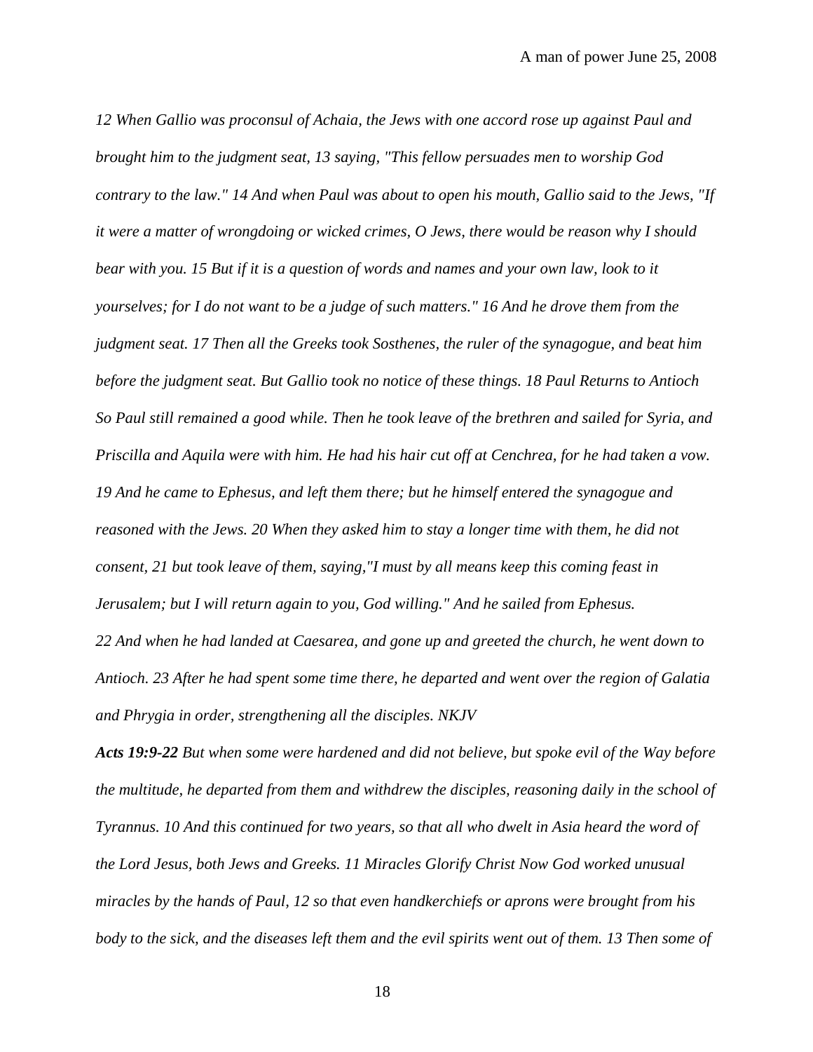*12 When Gallio was proconsul of Achaia, the Jews with one accord rose up against Paul and brought him to the judgment seat, 13 saying, "This fellow persuades men to worship God contrary to the law." 14 And when Paul was about to open his mouth, Gallio said to the Jews, "If it were a matter of wrongdoing or wicked crimes, O Jews, there would be reason why I should bear with you. 15 But if it is a question of words and names and your own law, look to it yourselves; for I do not want to be a judge of such matters." 16 And he drove them from the judgment seat. 17 Then all the Greeks took Sosthenes, the ruler of the synagogue, and beat him before the judgment seat. But Gallio took no notice of these things. 18 Paul Returns to Antioch So Paul still remained a good while. Then he took leave of the brethren and sailed for Syria, and Priscilla and Aquila were with him. He had his hair cut off at Cenchrea, for he had taken a vow. 19 And he came to Ephesus, and left them there; but he himself entered the synagogue and reasoned with the Jews. 20 When they asked him to stay a longer time with them, he did not consent, 21 but took leave of them, saying,"I must by all means keep this coming feast in Jerusalem; but I will return again to you, God willing." And he sailed from Ephesus.*

*22 And when he had landed at Caesarea, and gone up and greeted the church, he went down to Antioch. 23 After he had spent some time there, he departed and went over the region of Galatia and Phrygia in order, strengthening all the disciples. NKJV*

***Acts 19:9-22** But when some were hardened and did not believe, but spoke evil of the Way before the multitude, he departed from them and withdrew the disciples, reasoning daily in the school of Tyrannus. 10 And this continued for two years, so that all who dwelt in Asia heard the word of the Lord Jesus, both Jews and Greeks. 11 Miracles Glorify Christ Now God worked unusual miracles by the hands of Paul, 12 so that even handkerchiefs or aprons were brought from his body to the sick, and the diseases left them and the evil spirits went out of them. 13 Then some of*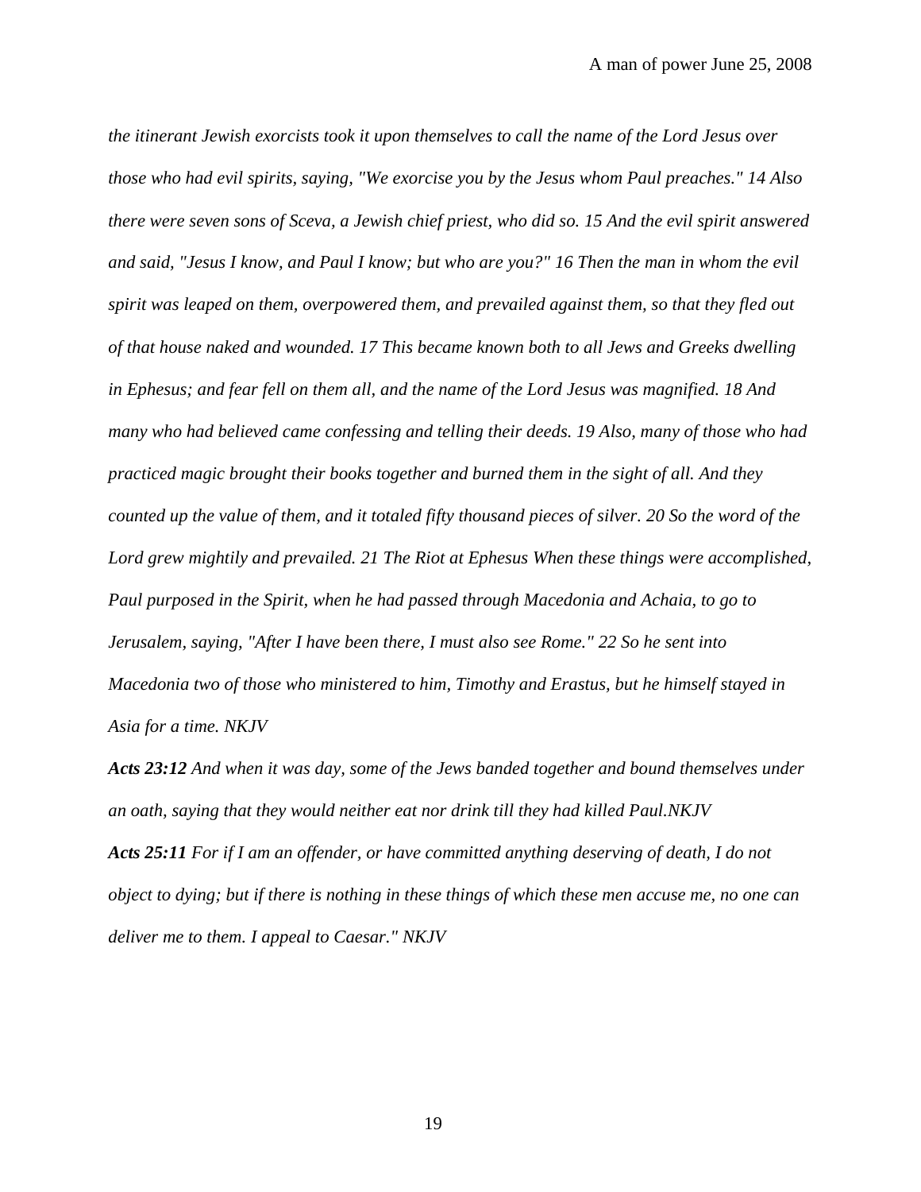*the itinerant Jewish exorcists took it upon themselves to call the name of the Lord Jesus over those who had evil spirits, saying, "We exorcise you by the Jesus whom Paul preaches." 14 Also there were seven sons of Sceva, a Jewish chief priest, who did so. 15 And the evil spirit answered and said, "Jesus I know, and Paul I know; but who are you?" 16 Then the man in whom the evil spirit was leaped on them, overpowered them, and prevailed against them, so that they fled out of that house naked and wounded. 17 This became known both to all Jews and Greeks dwelling in Ephesus; and fear fell on them all, and the name of the Lord Jesus was magnified. 18 And many who had believed came confessing and telling their deeds. 19 Also, many of those who had practiced magic brought their books together and burned them in the sight of all. And they counted up the value of them, and it totaled fifty thousand pieces of silver. 20 So the word of the Lord grew mightily and prevailed. 21 The Riot at Ephesus When these things were accomplished, Paul purposed in the Spirit, when he had passed through Macedonia and Achaia, to go to Jerusalem, saying, "After I have been there, I must also see Rome." 22 So he sent into Macedonia two of those who ministered to him, Timothy and Erastus, but he himself stayed in Asia for a time. NKJV*

***Acts 23:12*** *And when it was day, some of the Jews banded together and bound themselves under an oath, saying that they would neither eat nor drink till they had killed Paul.NKJV*

***Acts 25:11*** *For if I am an offender, or have committed anything deserving of death, I do not object to dying; but if there is nothing in these things of which these men accuse me, no one can deliver me to them. I appeal to Caesar." NKJV*